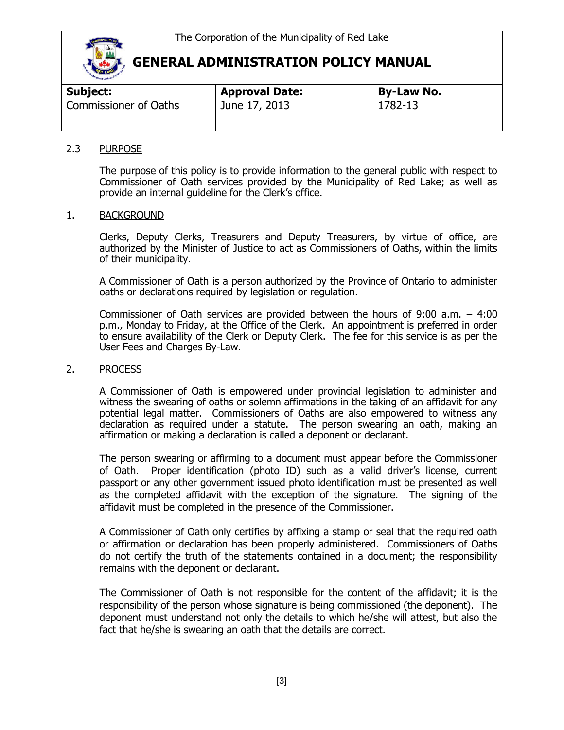The Corporation of the Municipality of Red Lake

# GENERAL ADMINISTRATION POLICY MANUAL

| **Subject:** | **Approval Date:** | **By-Law No.** |
| --- | --- | --- |
| Commissioner of Oaths | June 17, 2013 | 1782-13 |

## 2.3 PURPOSE

The purpose of this policy is to provide information to the general public with respect to Commissioner of Oath services provided by the Municipality of Red Lake; as well as provide an internal guideline for the Clerk's office.

## 1. BACKGROUND

Clerks, Deputy Clerks, Treasurers and Deputy Treasurers, by virtue of office, are authorized by the Minister of Justice to act as Commissioners of Oaths, within the limits of their municipality.

A Commissioner of Oath is a person authorized by the Province of Ontario to administer oaths or declarations required by legislation or regulation.

Commissioner of Oath services are provided between the hours of 9:00 a.m. – 4:00 p.m., Monday to Friday, at the Office of the Clerk. An appointment is preferred in order to ensure availability of the Clerk or Deputy Clerk. The fee for this service is as per the User Fees and Charges By-Law.

## 2. PROCESS

A Commissioner of Oath is empowered under provincial legislation to administer and witness the swearing of oaths or solemn affirmations in the taking of an affidavit for any potential legal matter. Commissioners of Oaths are also empowered to witness any declaration as required under a statute. The person swearing an oath, making an affirmation or making a declaration is called a deponent or declarant.

The person swearing or affirming to a document must appear before the Commissioner of Oath. Proper identification (photo ID) such as a valid driver's license, current passport or any other government issued photo identification must be presented as well as the completed affidavit with the exception of the signature. The signing of the affidavit must be completed in the presence of the Commissioner.

A Commissioner of Oath only certifies by affixing a stamp or seal that the required oath or affirmation or declaration has been properly administered. Commissioners of Oaths do not certify the truth of the statements contained in a document; the responsibility remains with the deponent or declarant.

The Commissioner of Oath is not responsible for the content of the affidavit; it is the responsibility of the person whose signature is being commissioned (the deponent). The deponent must understand not only the details to which he/she will attest, but also the fact that he/she is swearing an oath that the details are correct.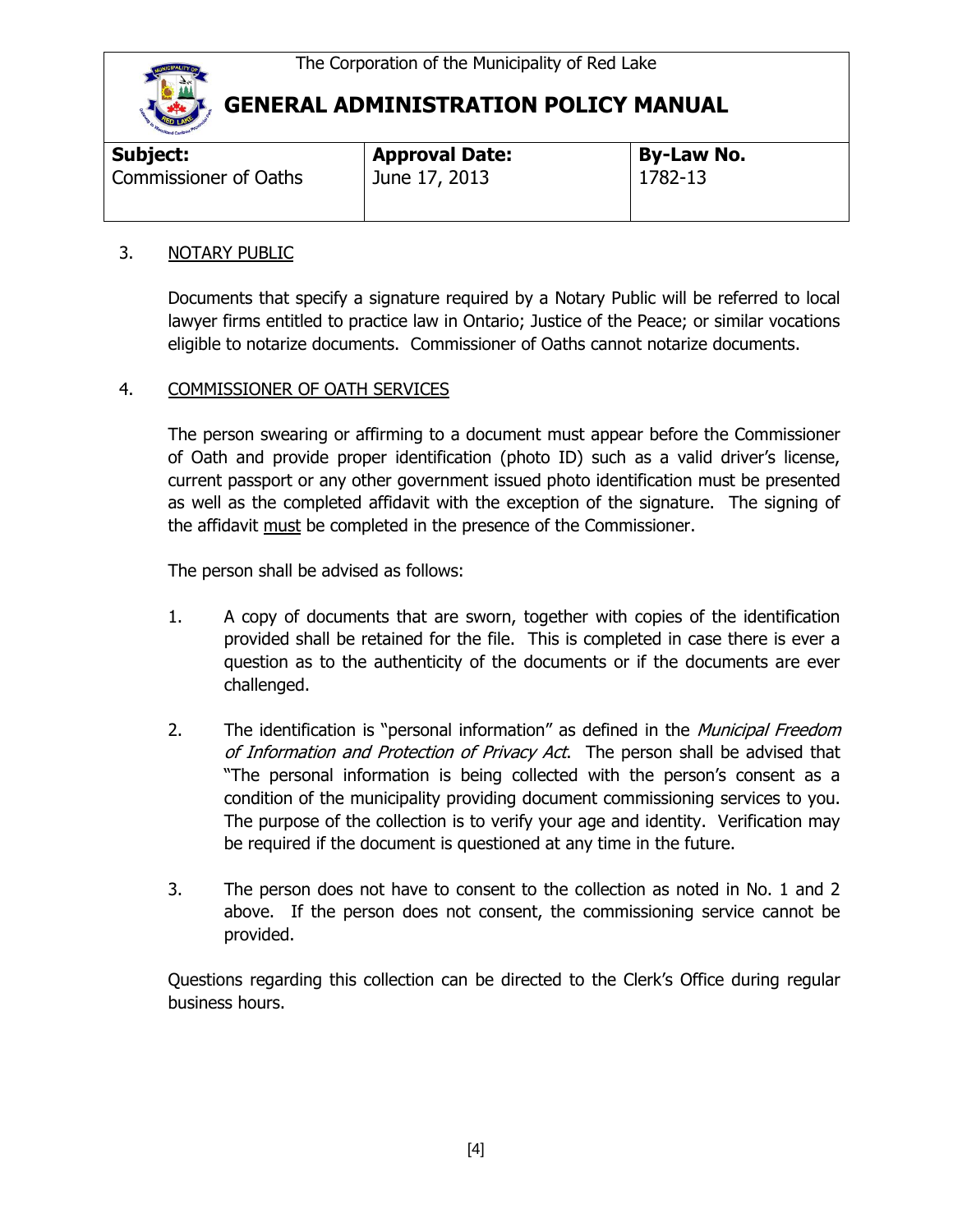| **Subject:** Commissioner of Oaths | **Approval Date:** June 17, 2013 | **By-Law No.** 1782-13 |
|---|---|---|

3. <u>NOTARY PUBLIC</u>

Documents that specify a signature required by a Notary Public will be referred to local lawyer firms entitled to practice law in Ontario; Justice of the Peace; or similar vocations eligible to notarize documents. Commissioner of Oaths cannot notarize documents.

4. <u>COMMISSIONER OF OATH SERVICES</u>

The person swearing or affirming to a document must appear before the Commissioner of Oath and provide proper identification (photo ID) such as a valid driver's license, current passport or any other government issued photo identification must be presented as well as the completed affidavit with the exception of the signature. The signing of the affidavit <u>must</u> be completed in the presence of the Commissioner.

The person shall be advised as follows:

1. A copy of documents that are sworn, together with copies of the identification provided shall be retained for the file. This is completed in case there is ever a question as to the authenticity of the documents or if the documents are ever challenged.

2. The identification is "personal information" as defined in the *Municipal Freedom of Information and Protection of Privacy Act*. The person shall be advised that "The personal information is being collected with the person's consent as a condition of the municipality providing document commissioning services to you. The purpose of the collection is to verify your age and identity. Verification may be required if the document is questioned at any time in the future.

3. The person does not have to consent to the collection as noted in No. 1 and 2 above. If the person does not consent, the commissioning service cannot be provided.

Questions regarding this collection can be directed to the Clerk's Office during regular business hours.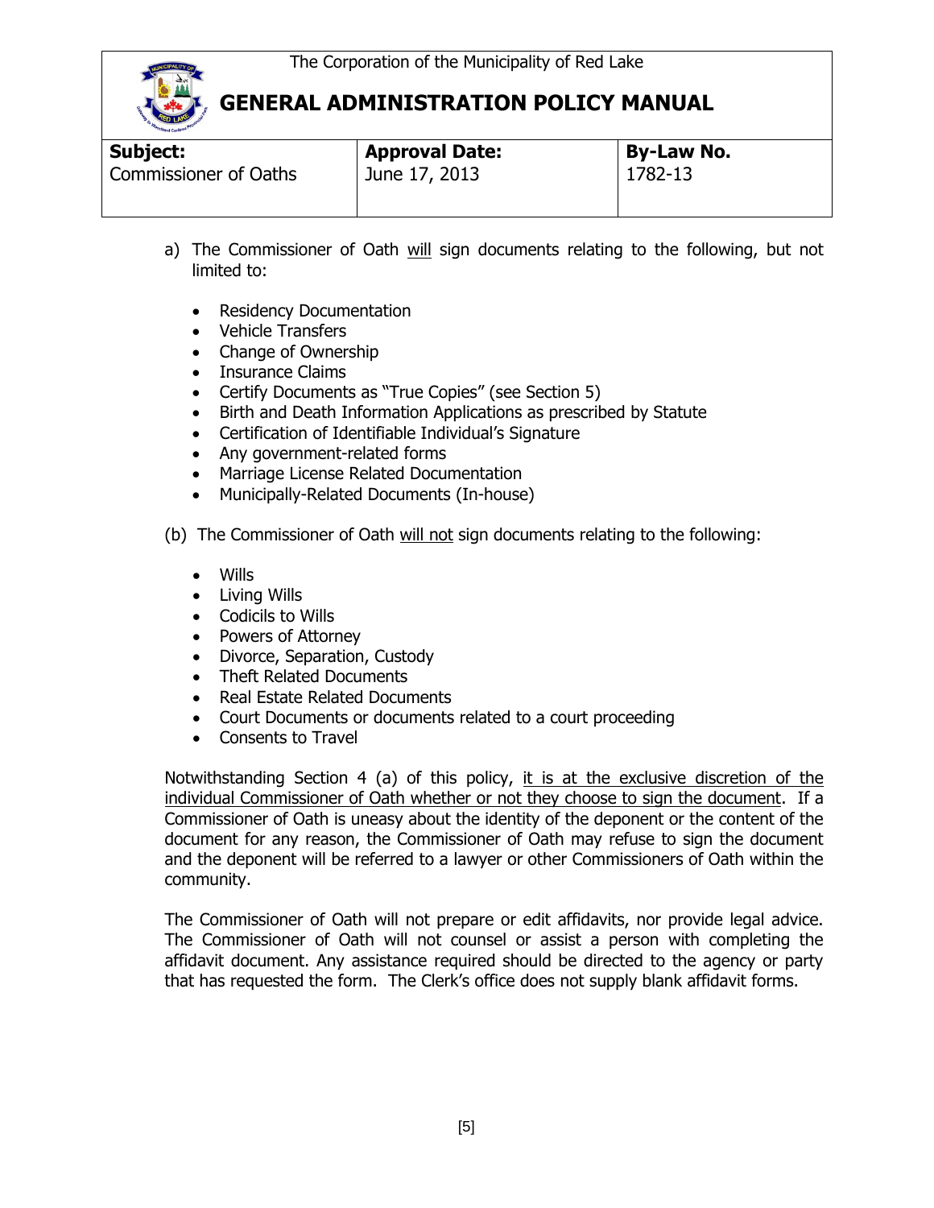a) The Commissioner of Oath will sign documents relating to the following, but not limited to:

- Residency Documentation
- Vehicle Transfers
- Change of Ownership
- Insurance Claims
- Certify Documents as "True Copies" (see Section 5)
- Birth and Death Information Applications as prescribed by Statute
- Certification of Identifiable Individual's Signature
- Any government-related forms
- Marriage License Related Documentation
- Municipally-Related Documents (In-house)

(b) The Commissioner of Oath will not sign documents relating to the following:

- Wills
- Living Wills
- Codicils to Wills
- Powers of Attorney
- Divorce, Separation, Custody
- Theft Related Documents
- Real Estate Related Documents
- Court Documents or documents related to a court proceeding
- Consents to Travel

Notwithstanding Section 4 (a) of this policy, it is at the exclusive discretion of the individual Commissioner of Oath whether or not they choose to sign the document. If a Commissioner of Oath is uneasy about the identity of the deponent or the content of the document for any reason, the Commissioner of Oath may refuse to sign the document and the deponent will be referred to a lawyer or other Commissioners of Oath within the community.

The Commissioner of Oath will not prepare or edit affidavits, nor provide legal advice. The Commissioner of Oath will not counsel or assist a person with completing the affidavit document. Any assistance required should be directed to the agency or party that has requested the form. The Clerk's office does not supply blank affidavit forms.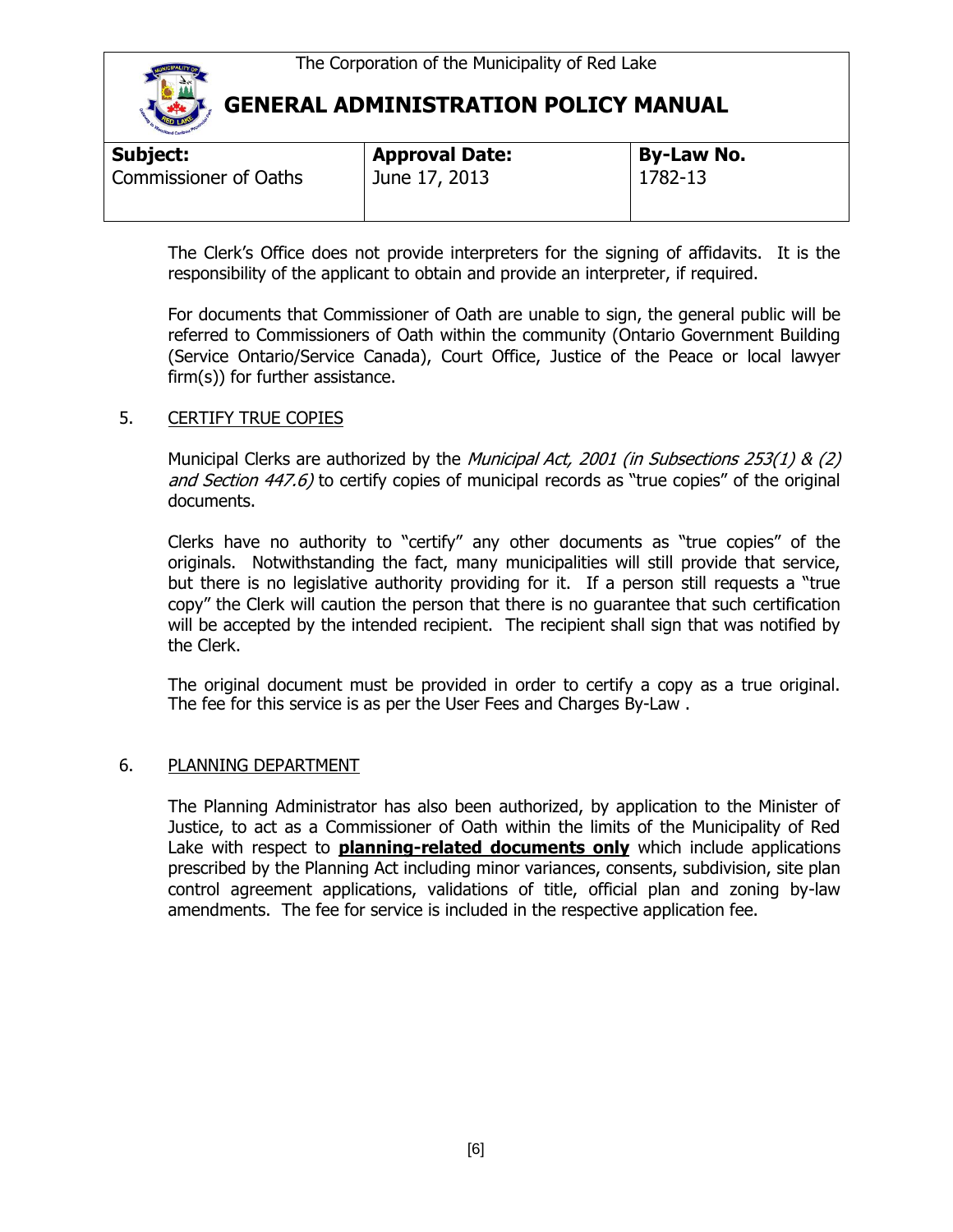The Corporation of the Municipality of Red Lake

# GENERAL ADMINISTRATION POLICY MANUAL

| **Subject:** | **Approval Date:** | **By-Law No.** |
| --- | --- | --- |
| Commissioner of Oaths | June 17, 2013 | 1782-13 |

The Clerk's Office does not provide interpreters for the signing of affidavits. It is the responsibility of the applicant to obtain and provide an interpreter, if required.

For documents that Commissioner of Oath are unable to sign, the general public will be referred to Commissioners of Oath within the community (Ontario Government Building (Service Ontario/Service Canada), Court Office, Justice of the Peace or local lawyer firm(s)) for further assistance.

5. CERTIFY TRUE COPIES

Municipal Clerks are authorized by the *Municipal Act, 2001 (in Subsections 253(1) & (2) and Section 447.6)* to certify copies of municipal records as "true copies" of the original documents.

Clerks have no authority to "certify" any other documents as "true copies" of the originals. Notwithstanding the fact, many municipalities will still provide that service, but there is no legislative authority providing for it. If a person still requests a "true copy" the Clerk will caution the person that there is no guarantee that such certification will be accepted by the intended recipient. The recipient shall sign that was notified by the Clerk.

The original document must be provided in order to certify a copy as a true original. The fee for this service is as per the User Fees and Charges By-Law .

6. PLANNING DEPARTMENT

The Planning Administrator has also been authorized, by application to the Minister of Justice, to act as a Commissioner of Oath within the limits of the Municipality of Red Lake with respect to **planning-related documents only** which include applications prescribed by the Planning Act including minor variances, consents, subdivision, site plan control agreement applications, validations of title, official plan and zoning by-law amendments. The fee for service is included in the respective application fee.